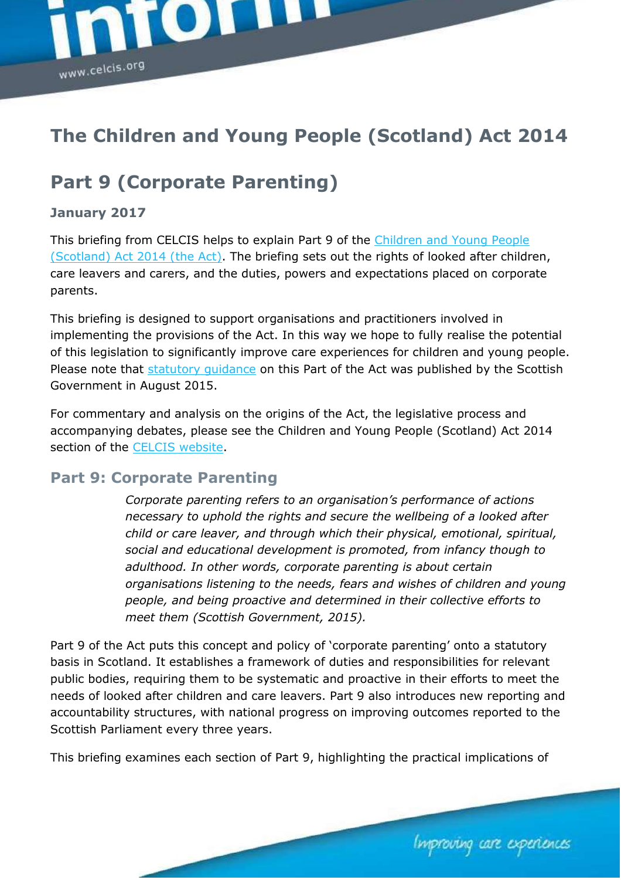# The Children and Young People (Scotland) Act 2014

# Part 9 (Corporate Parenting)

### January 2017

This briefing from CELCIS helps to explain Part 9 of the Children and Young People (Scotland) Act 2014 (the Act). The briefing sets out the rights of looked after children, care leavers and carers, and the duties, powers and expectations placed on corporate parents.

This briefing is designed to support organisations and practitioners involved in implementing the provisions of the Act. In this way we hope to fully realise the potential of this legislation to significantly improve care experiences for children and young people. Please note that statutory guidance on this Part of the Act was published by the Scottish Government in August 2015.

For commentary and analysis on the origins of the Act, the legislative process and accompanying debates, please see the Children and Young People (Scotland) Act 2014 section of the CELCIS website.

## Part 9: Corporate Parenting

> *Corporate parenting refers to an organisation's performance of actions necessary to uphold the rights and secure the wellbeing of a looked after child or care leaver, and through which their physical, emotional, spiritual, social and educational development is promoted, from infancy though to adulthood. In other words, corporate parenting is about certain organisations listening to the needs, fears and wishes of children and young people, and being proactive and determined in their collective efforts to meet them (Scottish Government, 2015).*

Part 9 of the Act puts this concept and policy of 'corporate parenting' onto a statutory basis in Scotland. It establishes a framework of duties and responsibilities for relevant public bodies, requiring them to be systematic and proactive in their efforts to meet the needs of looked after children and care leavers. Part 9 also introduces new reporting and accountability structures, with national progress on improving outcomes reported to the Scottish Parliament every three years.

This briefing examines each section of Part 9, highlighting the practical implications of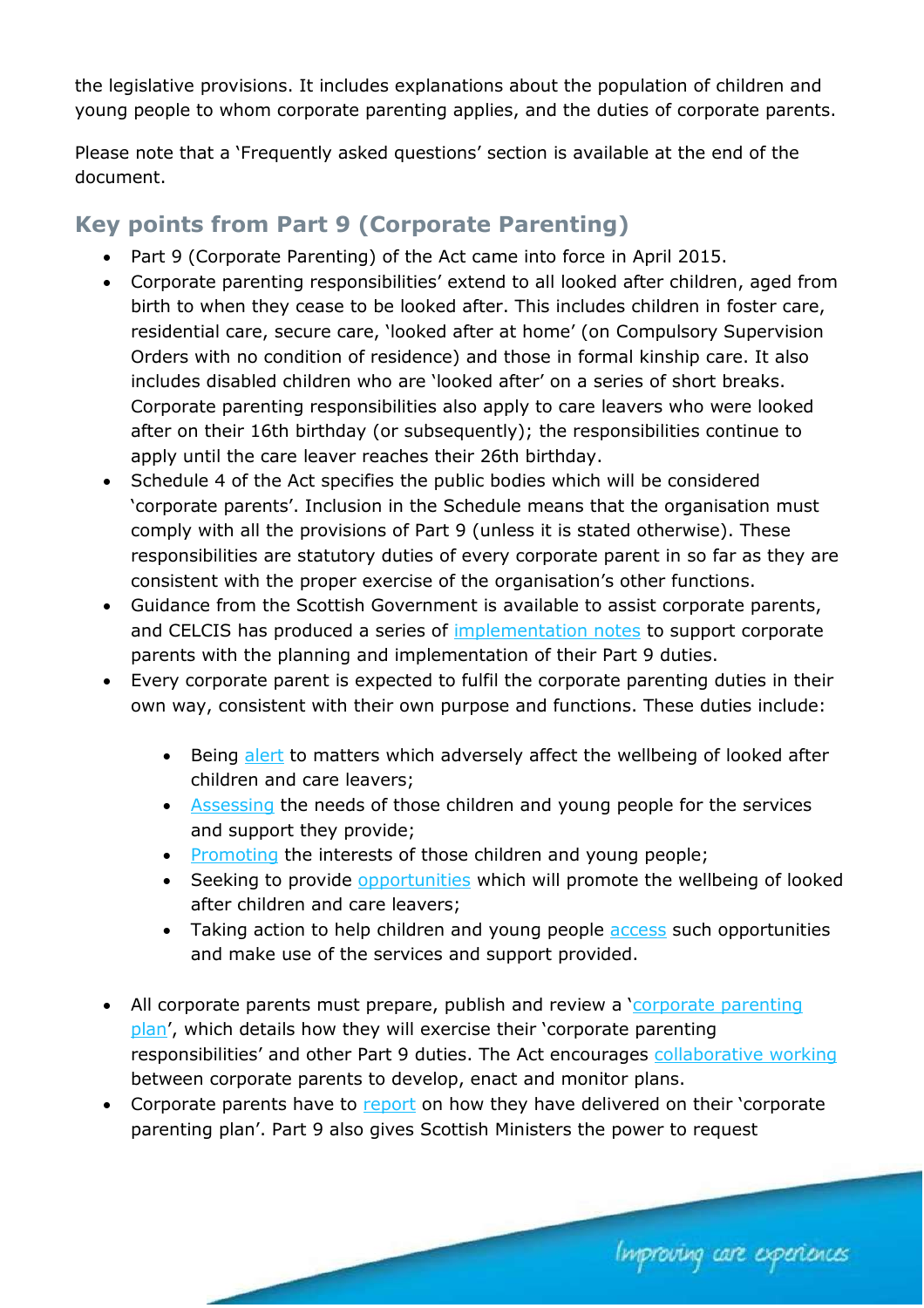the legislative provisions. It includes explanations about the population of children and young people to whom corporate parenting applies, and the duties of corporate parents.

Please note that a 'Frequently asked questions' section is available at the end of the document.

## Key points from Part 9 (Corporate Parenting)

- Part 9 (Corporate Parenting) of the Act came into force in April 2015.
- Corporate parenting responsibilities' extend to all looked after children, aged from birth to when they cease to be looked after. This includes children in foster care, residential care, secure care, 'looked after at home' (on Compulsory Supervision Orders with no condition of residence) and those in formal kinship care. It also includes disabled children who are 'looked after' on a series of short breaks. Corporate parenting responsibilities also apply to care leavers who were looked after on their 16th birthday (or subsequently); the responsibilities continue to apply until the care leaver reaches their 26th birthday.
- Schedule 4 of the Act specifies the public bodies which will be considered 'corporate parents'. Inclusion in the Schedule means that the organisation must comply with all the provisions of Part 9 (unless it is stated otherwise). These responsibilities are statutory duties of every corporate parent in so far as they are consistent with the proper exercise of the organisation's other functions.
- Guidance from the Scottish Government is available to assist corporate parents, and CELCIS has produced a series of implementation notes to support corporate parents with the planning and implementation of their Part 9 duties.
- Every corporate parent is expected to fulfil the corporate parenting duties in their own way, consistent with their own purpose and functions. These duties include:
  - Being alert to matters which adversely affect the wellbeing of looked after children and care leavers;
  - Assessing the needs of those children and young people for the services and support they provide;
  - Promoting the interests of those children and young people;
  - Seeking to provide opportunities which will promote the wellbeing of looked after children and care leavers;
  - Taking action to help children and young people access such opportunities and make use of the services and support provided.
- All corporate parents must prepare, publish and review a 'corporate parenting plan', which details how they will exercise their 'corporate parenting responsibilities' and other Part 9 duties. The Act encourages collaborative working between corporate parents to develop, enact and monitor plans.
- Corporate parents have to report on how they have delivered on their 'corporate parenting plan'. Part 9 also gives Scottish Ministers the power to request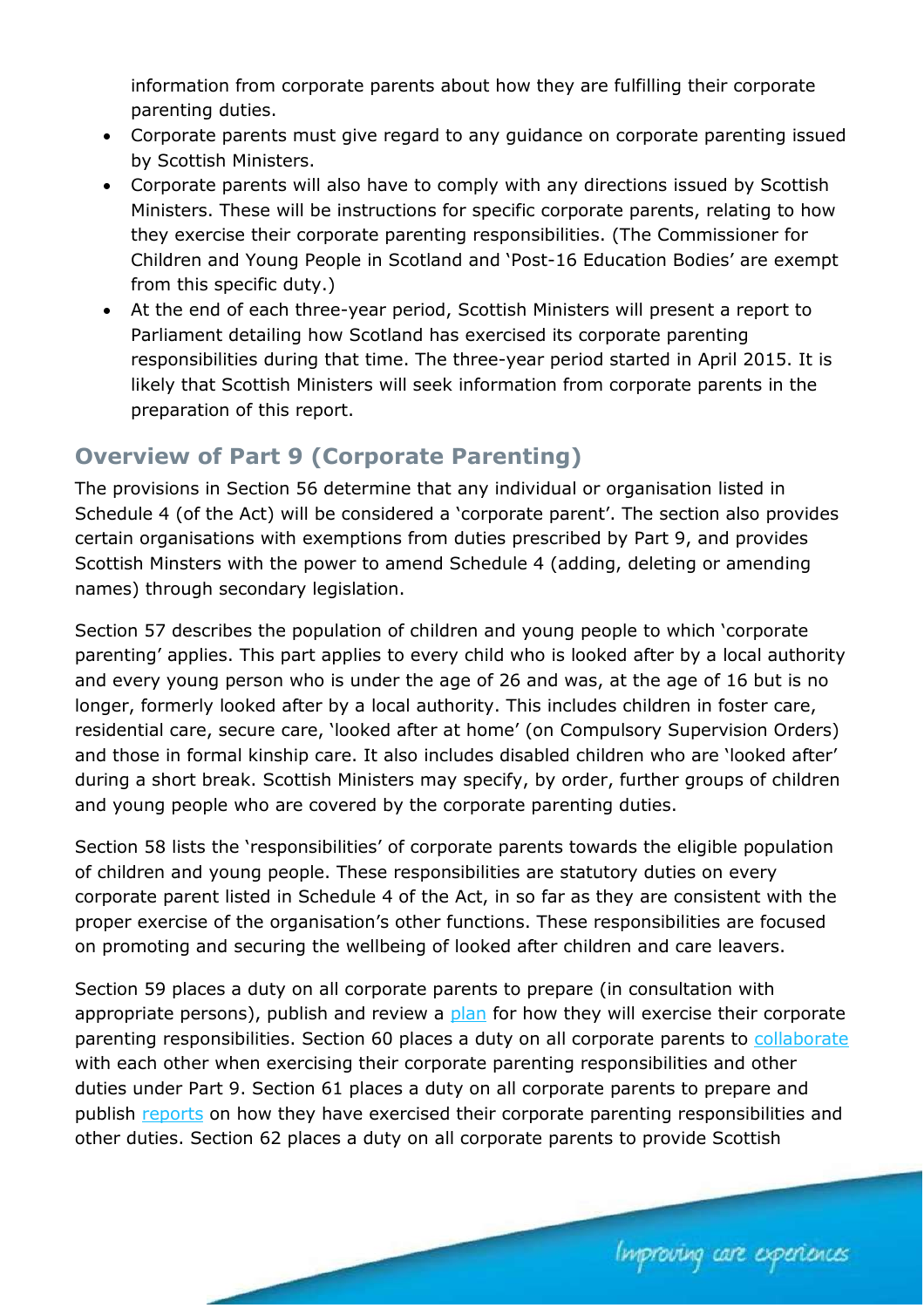information from corporate parents about how they are fulfilling their corporate parenting duties.

- Corporate parents must give regard to any guidance on corporate parenting issued by Scottish Ministers.
- Corporate parents will also have to comply with any directions issued by Scottish Ministers. These will be instructions for specific corporate parents, relating to how they exercise their corporate parenting responsibilities. (The Commissioner for Children and Young People in Scotland and 'Post-16 Education Bodies' are exempt from this specific duty.)
- At the end of each three-year period, Scottish Ministers will present a report to Parliament detailing how Scotland has exercised its corporate parenting responsibilities during that time. The three-year period started in April 2015. It is likely that Scottish Ministers will seek information from corporate parents in the preparation of this report.

## Overview of Part 9 (Corporate Parenting)

The provisions in Section 56 determine that any individual or organisation listed in Schedule 4 (of the Act) will be considered a 'corporate parent'. The section also provides certain organisations with exemptions from duties prescribed by Part 9, and provides Scottish Minsters with the power to amend Schedule 4 (adding, deleting or amending names) through secondary legislation.

Section 57 describes the population of children and young people to which 'corporate parenting' applies. This part applies to every child who is looked after by a local authority and every young person who is under the age of 26 and was, at the age of 16 but is no longer, formerly looked after by a local authority. This includes children in foster care, residential care, secure care, 'looked after at home' (on Compulsory Supervision Orders) and those in formal kinship care. It also includes disabled children who are 'looked after' during a short break. Scottish Ministers may specify, by order, further groups of children and young people who are covered by the corporate parenting duties.

Section 58 lists the 'responsibilities' of corporate parents towards the eligible population of children and young people. These responsibilities are statutory duties on every corporate parent listed in Schedule 4 of the Act, in so far as they are consistent with the proper exercise of the organisation's other functions. These responsibilities are focused on promoting and securing the wellbeing of looked after children and care leavers.

Section 59 places a duty on all corporate parents to prepare (in consultation with appropriate persons), publish and review a plan for how they will exercise their corporate parenting responsibilities. Section 60 places a duty on all corporate parents to collaborate with each other when exercising their corporate parenting responsibilities and other duties under Part 9. Section 61 places a duty on all corporate parents to prepare and publish reports on how they have exercised their corporate parenting responsibilities and other duties. Section 62 places a duty on all corporate parents to provide Scottish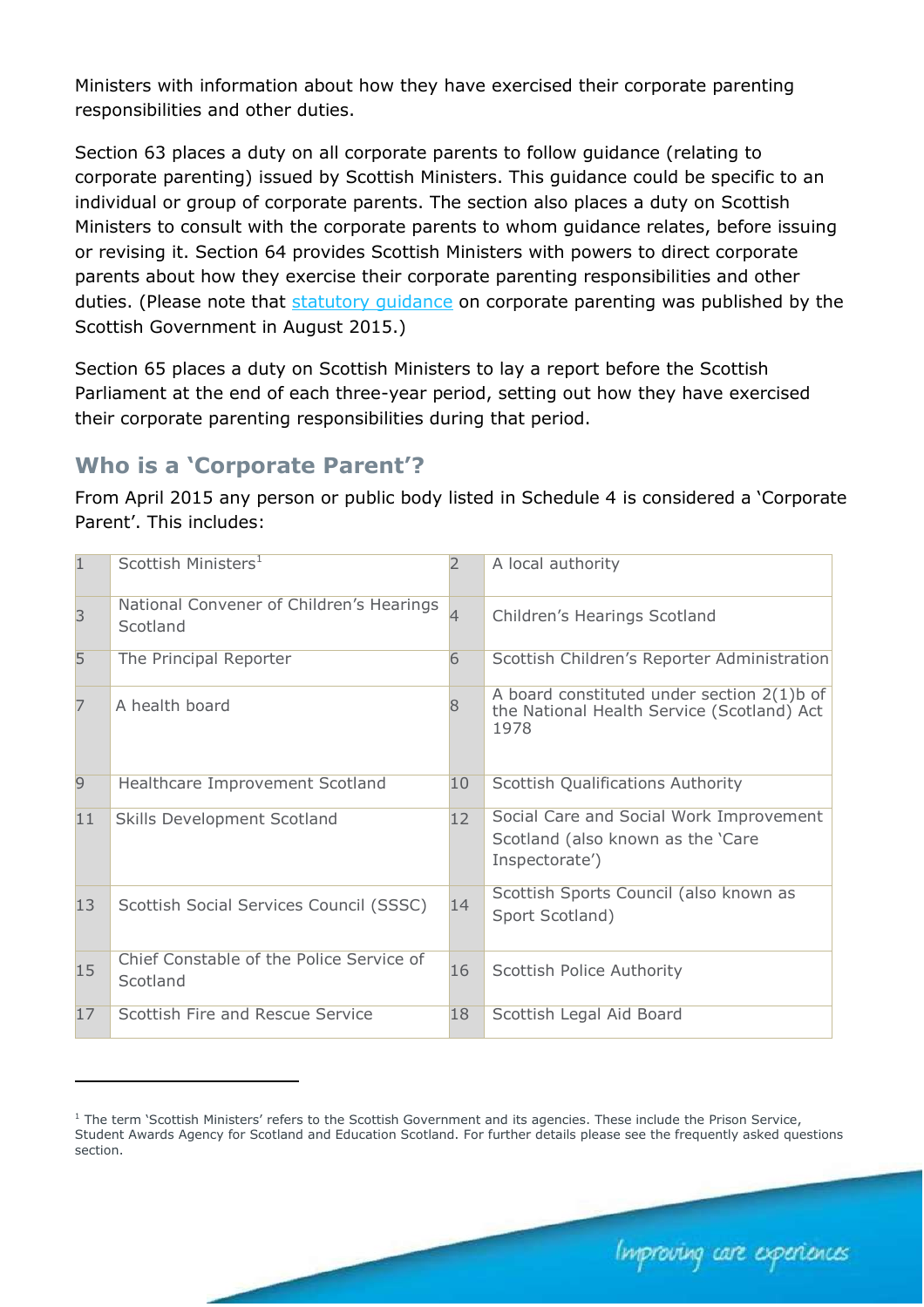Ministers with information about how they have exercised their corporate parenting responsibilities and other duties.

Section 63 places a duty on all corporate parents to follow guidance (relating to corporate parenting) issued by Scottish Ministers. This guidance could be specific to an individual or group of corporate parents. The section also places a duty on Scottish Ministers to consult with the corporate parents to whom guidance relates, before issuing or revising it. Section 64 provides Scottish Ministers with powers to direct corporate parents about how they exercise their corporate parenting responsibilities and other duties. (Please note that statutory guidance on corporate parenting was published by the Scottish Government in August 2015.)

Section 65 places a duty on Scottish Ministers to lay a report before the Scottish Parliament at the end of each three-year period, setting out how they have exercised their corporate parenting responsibilities during that period.

## Who is a 'Corporate Parent'?

From April 2015 any person or public body listed in Schedule 4 is considered a 'Corporate Parent'. This includes:

| | | | |
|---|---|---|---|
| 1 | Scottish Ministers[1] | 2 | A local authority |
| 3 | National Convener of Children's Hearings Scotland | 4 | Children's Hearings Scotland |
| 5 | The Principal Reporter | 6 | Scottish Children's Reporter Administration |
| 7 | A health board | 8 | A board constituted under section 2(1)b of the National Health Service (Scotland) Act 1978 |
| 9 | Healthcare Improvement Scotland | 10 | Scottish Qualifications Authority |
| 11 | Skills Development Scotland | 12 | Social Care and Social Work Improvement Scotland (also known as the 'Care Inspectorate') |
| 13 | Scottish Social Services Council (SSSC) | 14 | Scottish Sports Council (also known as Sport Scotland) |
| 15 | Chief Constable of the Police Service of Scotland | 16 | Scottish Police Authority |
| 17 | Scottish Fire and Rescue Service | 18 | Scottish Legal Aid Board |

[1] The term 'Scottish Ministers' refers to the Scottish Government and its agencies. These include the Prison Service, Student Awards Agency for Scotland and Education Scotland. For further details please see the frequently asked questions section.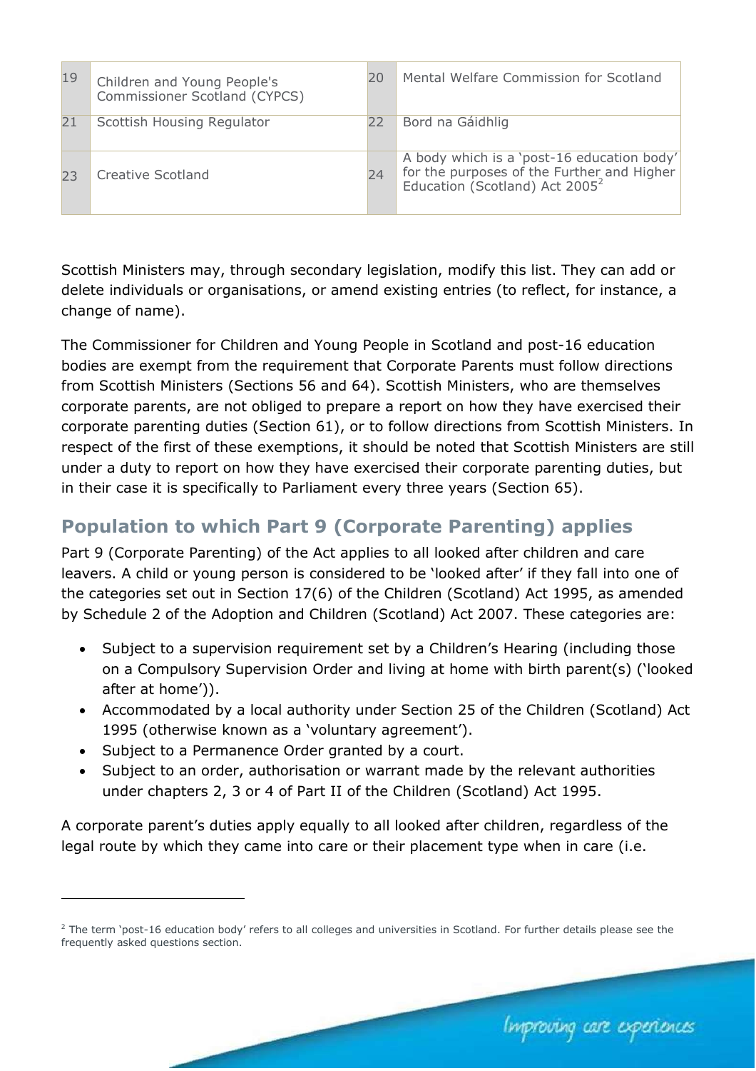| | | | |
|---|---|---|---|
| 19 | Children and Young People's Commissioner Scotland (CYPCS) | 20 | Mental Welfare Commission for Scotland |
| 21 | Scottish Housing Regulator | 22 | Bord na Gáidhlig |
| 23 | Creative Scotland | 24 | A body which is a 'post-16 education body' for the purposes of the Further and Higher Education (Scotland) Act 2005[2] |

Scottish Ministers may, through secondary legislation, modify this list. They can add or delete individuals or organisations, or amend existing entries (to reflect, for instance, a change of name).

The Commissioner for Children and Young People in Scotland and post-16 education bodies are exempt from the requirement that Corporate Parents must follow directions from Scottish Ministers (Sections 56 and 64). Scottish Ministers, who are themselves corporate parents, are not obliged to prepare a report on how they have exercised their corporate parenting duties (Section 61), or to follow directions from Scottish Ministers. In respect of the first of these exemptions, it should be noted that Scottish Ministers are still under a duty to report on how they have exercised their corporate parenting duties, but in their case it is specifically to Parliament every three years (Section 65).

## Population to which Part 9 (Corporate Parenting) applies

Part 9 (Corporate Parenting) of the Act applies to all looked after children and care leavers. A child or young person is considered to be 'looked after' if they fall into one of the categories set out in Section 17(6) of the Children (Scotland) Act 1995, as amended by Schedule 2 of the Adoption and Children (Scotland) Act 2007. These categories are:

- Subject to a supervision requirement set by a Children's Hearing (including those on a Compulsory Supervision Order and living at home with birth parent(s) ('looked after at home')).
- Accommodated by a local authority under Section 25 of the Children (Scotland) Act 1995 (otherwise known as a 'voluntary agreement').
- Subject to a Permanence Order granted by a court.
- Subject to an order, authorisation or warrant made by the relevant authorities under chapters 2, 3 or 4 of Part II of the Children (Scotland) Act 1995.

A corporate parent's duties apply equally to all looked after children, regardless of the legal route by which they came into care or their placement type when in care (i.e.

[2] The term 'post-16 education body' refers to all colleges and universities in Scotland. For further details please see the frequently asked questions section.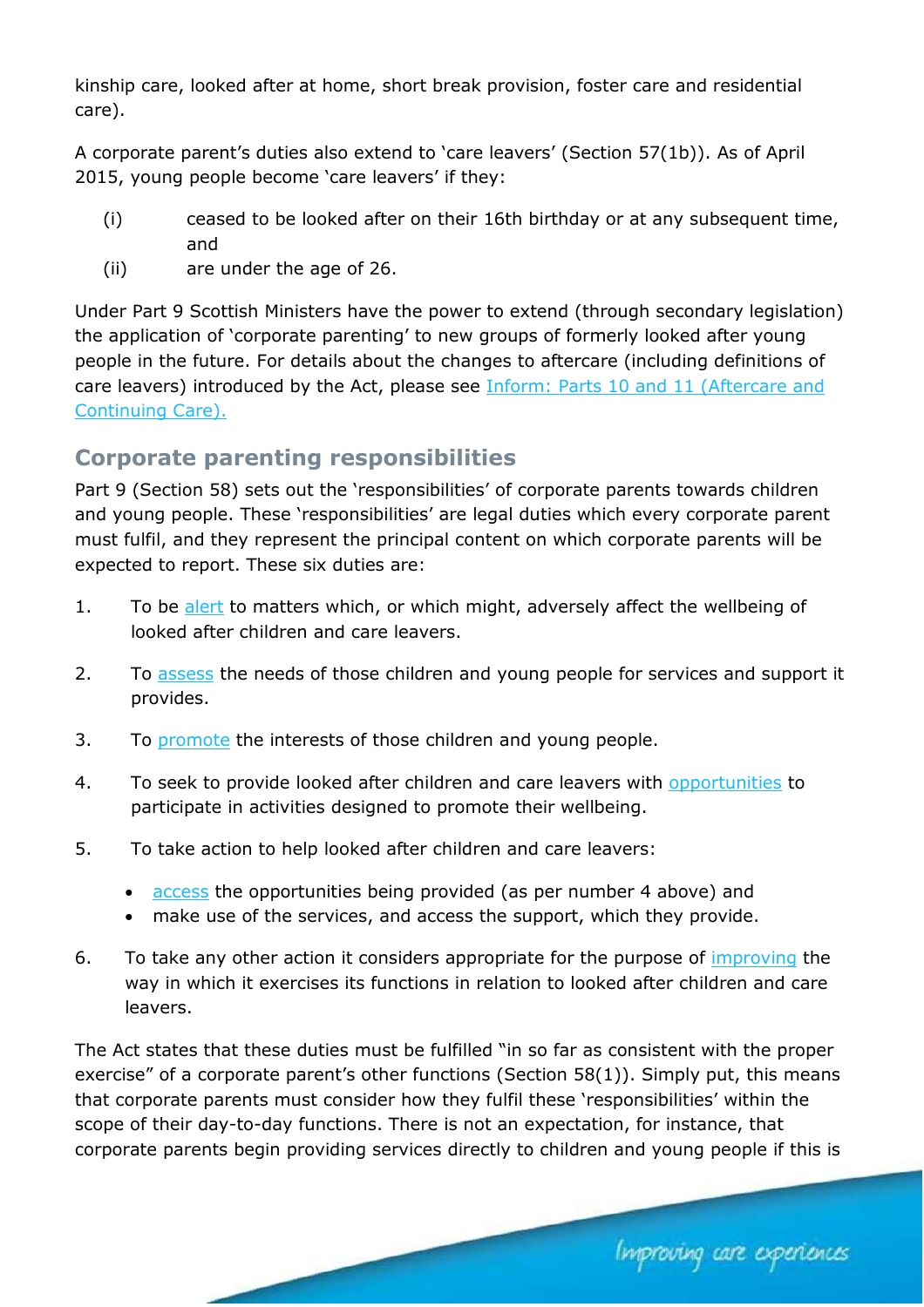kinship care, looked after at home, short break provision, foster care and residential care).

A corporate parent's duties also extend to 'care leavers' (Section 57(1b)). As of April 2015, young people become 'care leavers' if they:

(i) ceased to be looked after on their 16th birthday or at any subsequent time, and
(ii) are under the age of 26.

Under Part 9 Scottish Ministers have the power to extend (through secondary legislation) the application of 'corporate parenting' to new groups of formerly looked after young people in the future. For details about the changes to aftercare (including definitions of care leavers) introduced by the Act, please see [Inform: Parts 10 and 11 (Aftercare and Continuing Care).]

## Corporate parenting responsibilities

Part 9 (Section 58) sets out the 'responsibilities' of corporate parents towards children and young people. These 'responsibilities' are legal duties which every corporate parent must fulfil, and they represent the principal content on which corporate parents will be expected to report. These six duties are:

1. To be alert to matters which, or which might, adversely affect the wellbeing of looked after children and care leavers.
2. To assess the needs of those children and young people for services and support it provides.
3. To promote the interests of those children and young people.
4. To seek to provide looked after children and care leavers with opportunities to participate in activities designed to promote their wellbeing.
5. To take action to help looked after children and care leavers:
   - access the opportunities being provided (as per number 4 above) and
   - make use of the services, and access the support, which they provide.
6. To take any other action it considers appropriate for the purpose of improving the way in which it exercises its functions in relation to looked after children and care leavers.

The Act states that these duties must be fulfilled "in so far as consistent with the proper exercise" of a corporate parent's other functions (Section 58(1)). Simply put, this means that corporate parents must consider how they fulfil these 'responsibilities' within the scope of their day-to-day functions. There is not an expectation, for instance, that corporate parents begin providing services directly to children and young people if this is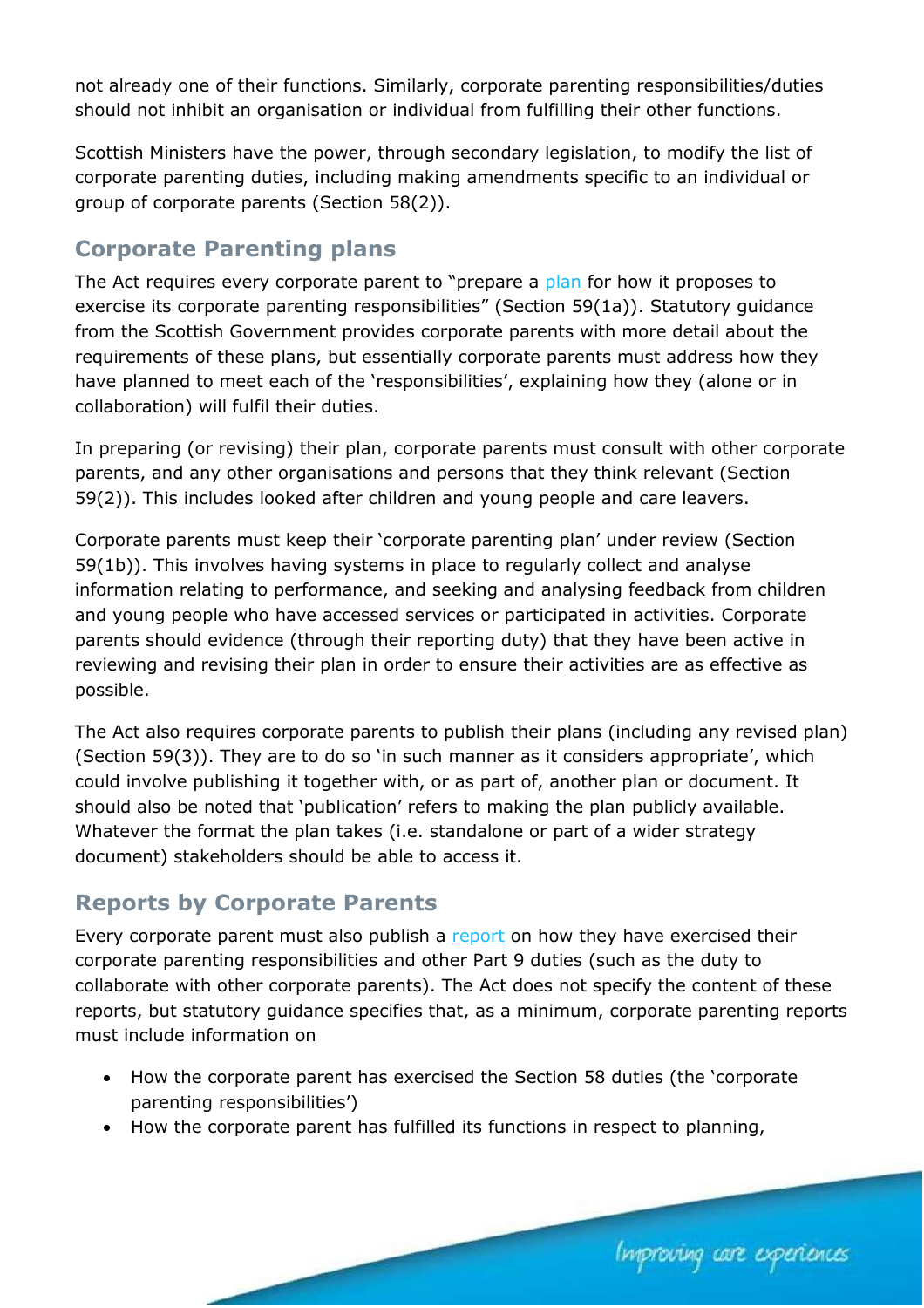not already one of their functions. Similarly, corporate parenting responsibilities/duties should not inhibit an organisation or individual from fulfilling their other functions.

Scottish Ministers have the power, through secondary legislation, to modify the list of corporate parenting duties, including making amendments specific to an individual or group of corporate parents (Section 58(2)).

## Corporate Parenting plans

The Act requires every corporate parent to "prepare a plan for how it proposes to exercise its corporate parenting responsibilities" (Section 59(1a)). Statutory guidance from the Scottish Government provides corporate parents with more detail about the requirements of these plans, but essentially corporate parents must address how they have planned to meet each of the 'responsibilities', explaining how they (alone or in collaboration) will fulfil their duties.

In preparing (or revising) their plan, corporate parents must consult with other corporate parents, and any other organisations and persons that they think relevant (Section 59(2)). This includes looked after children and young people and care leavers.

Corporate parents must keep their 'corporate parenting plan' under review (Section 59(1b)). This involves having systems in place to regularly collect and analyse information relating to performance, and seeking and analysing feedback from children and young people who have accessed services or participated in activities. Corporate parents should evidence (through their reporting duty) that they have been active in reviewing and revising their plan in order to ensure their activities are as effective as possible.

The Act also requires corporate parents to publish their plans (including any revised plan) (Section 59(3)). They are to do so 'in such manner as it considers appropriate', which could involve publishing it together with, or as part of, another plan or document. It should also be noted that 'publication' refers to making the plan publicly available. Whatever the format the plan takes (i.e. standalone or part of a wider strategy document) stakeholders should be able to access it.

## Reports by Corporate Parents

Every corporate parent must also publish a report on how they have exercised their corporate parenting responsibilities and other Part 9 duties (such as the duty to collaborate with other corporate parents). The Act does not specify the content of these reports, but statutory guidance specifies that, as a minimum, corporate parenting reports must include information on

- How the corporate parent has exercised the Section 58 duties (the 'corporate parenting responsibilities')
- How the corporate parent has fulfilled its functions in respect to planning,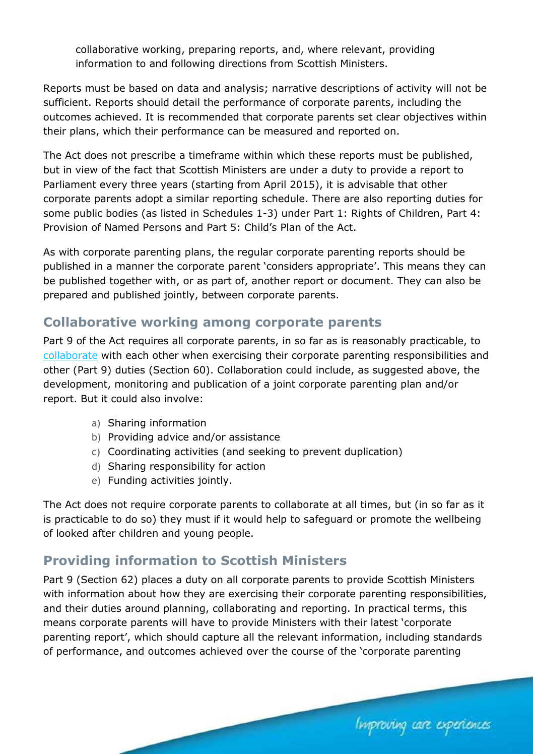collaborative working, preparing reports, and, where relevant, providing information to and following directions from Scottish Ministers.

Reports must be based on data and analysis; narrative descriptions of activity will not be sufficient. Reports should detail the performance of corporate parents, including the outcomes achieved. It is recommended that corporate parents set clear objectives within their plans, which their performance can be measured and reported on.

The Act does not prescribe a timeframe within which these reports must be published, but in view of the fact that Scottish Ministers are under a duty to provide a report to Parliament every three years (starting from April 2015), it is advisable that other corporate parents adopt a similar reporting schedule. There are also reporting duties for some public bodies (as listed in Schedules 1-3) under Part 1: Rights of Children, Part 4: Provision of Named Persons and Part 5: Child's Plan of the Act.

As with corporate parenting plans, the regular corporate parenting reports should be published in a manner the corporate parent 'considers appropriate'. This means they can be published together with, or as part of, another report or document. They can also be prepared and published jointly, between corporate parents.

## Collaborative working among corporate parents

Part 9 of the Act requires all corporate parents, in so far as is reasonably practicable, to collaborate with each other when exercising their corporate parenting responsibilities and other (Part 9) duties (Section 60). Collaboration could include, as suggested above, the development, monitoring and publication of a joint corporate parenting plan and/or report. But it could also involve:

a) Sharing information
b) Providing advice and/or assistance
c) Coordinating activities (and seeking to prevent duplication)
d) Sharing responsibility for action
e) Funding activities jointly.

The Act does not require corporate parents to collaborate at all times, but (in so far as it is practicable to do so) they must if it would help to safeguard or promote the wellbeing of looked after children and young people.

## Providing information to Scottish Ministers

Part 9 (Section 62) places a duty on all corporate parents to provide Scottish Ministers with information about how they are exercising their corporate parenting responsibilities, and their duties around planning, collaborating and reporting. In practical terms, this means corporate parents will have to provide Ministers with their latest 'corporate parenting report', which should capture all the relevant information, including standards of performance, and outcomes achieved over the course of the 'corporate parenting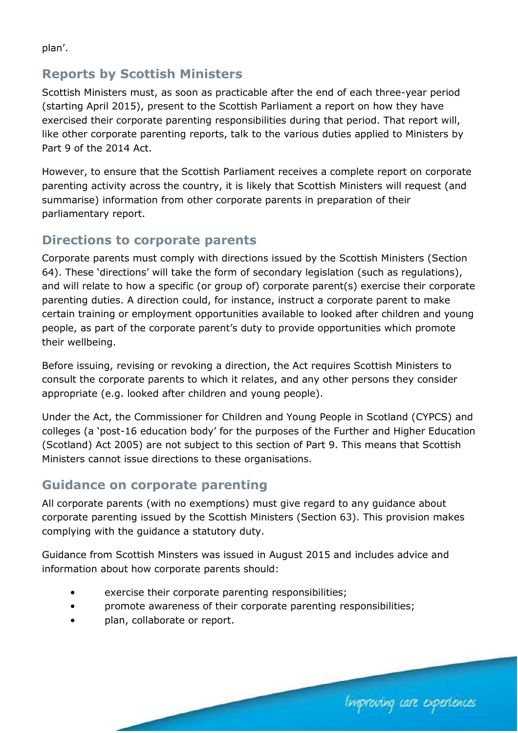plan'.

## Reports by Scottish Ministers

Scottish Ministers must, as soon as practicable after the end of each three-year period (starting April 2015), present to the Scottish Parliament a report on how they have exercised their corporate parenting responsibilities during that period. That report will, like other corporate parenting reports, talk to the various duties applied to Ministers by Part 9 of the 2014 Act.

However, to ensure that the Scottish Parliament receives a complete report on corporate parenting activity across the country, it is likely that Scottish Ministers will request (and summarise) information from other corporate parents in preparation of their parliamentary report.

## Directions to corporate parents

Corporate parents must comply with directions issued by the Scottish Ministers (Section 64). These 'directions' will take the form of secondary legislation (such as regulations), and will relate to how a specific (or group of) corporate parent(s) exercise their corporate parenting duties. A direction could, for instance, instruct a corporate parent to make certain training or employment opportunities available to looked after children and young people, as part of the corporate parent's duty to provide opportunities which promote their wellbeing.

Before issuing, revising or revoking a direction, the Act requires Scottish Ministers to consult the corporate parents to which it relates, and any other persons they consider appropriate (e.g. looked after children and young people).

Under the Act, the Commissioner for Children and Young People in Scotland (CYPCS) and colleges (a 'post-16 education body' for the purposes of the Further and Higher Education (Scotland) Act 2005) are not subject to this section of Part 9. This means that Scottish Ministers cannot issue directions to these organisations.

## Guidance on corporate parenting

All corporate parents (with no exemptions) must give regard to any guidance about corporate parenting issued by the Scottish Ministers (Section 63). This provision makes complying with the guidance a statutory duty.

Guidance from Scottish Minsters was issued in August 2015 and includes advice and information about how corporate parents should:

- exercise their corporate parenting responsibilities;
- promote awareness of their corporate parenting responsibilities;
- plan, collaborate or report.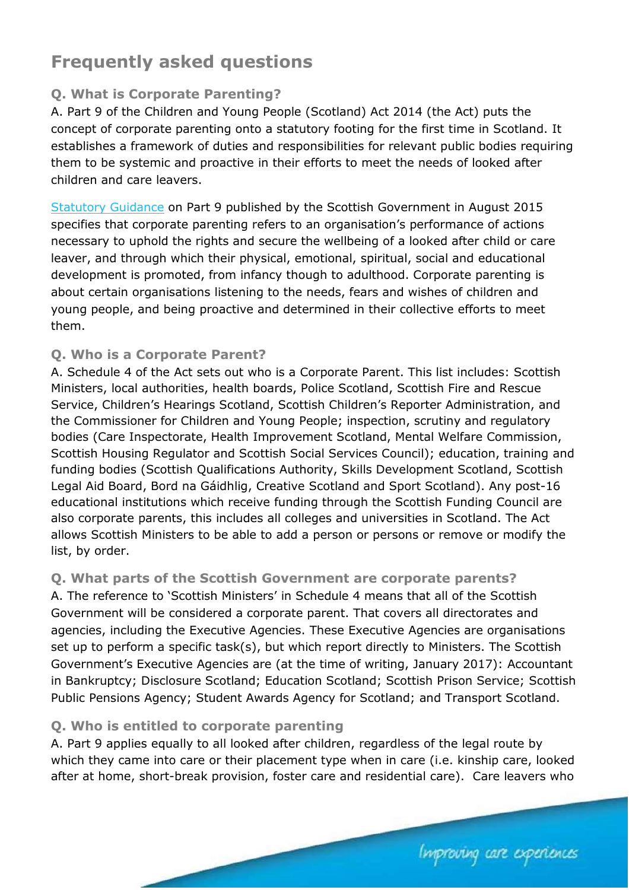## Frequently asked questions

### Q. What is Corporate Parenting?

A. Part 9 of the Children and Young People (Scotland) Act 2014 (the Act) puts the concept of corporate parenting onto a statutory footing for the first time in Scotland. It establishes a framework of duties and responsibilities for relevant public bodies requiring them to be systemic and proactive in their efforts to meet the needs of looked after children and care leavers.

Statutory Guidance on Part 9 published by the Scottish Government in August 2015 specifies that corporate parenting refers to an organisation's performance of actions necessary to uphold the rights and secure the wellbeing of a looked after child or care leaver, and through which their physical, emotional, spiritual, social and educational development is promoted, from infancy though to adulthood. Corporate parenting is about certain organisations listening to the needs, fears and wishes of children and young people, and being proactive and determined in their collective efforts to meet them.

### Q. Who is a Corporate Parent?

A. Schedule 4 of the Act sets out who is a Corporate Parent. This list includes: Scottish Ministers, local authorities, health boards, Police Scotland, Scottish Fire and Rescue Service, Children's Hearings Scotland, Scottish Children's Reporter Administration, and the Commissioner for Children and Young People; inspection, scrutiny and regulatory bodies (Care Inspectorate, Health Improvement Scotland, Mental Welfare Commission, Scottish Housing Regulator and Scottish Social Services Council); education, training and funding bodies (Scottish Qualifications Authority, Skills Development Scotland, Scottish Legal Aid Board, Bord na Gáidhlig, Creative Scotland and Sport Scotland). Any post-16 educational institutions which receive funding through the Scottish Funding Council are also corporate parents, this includes all colleges and universities in Scotland. The Act allows Scottish Ministers to be able to add a person or persons or remove or modify the list, by order.

### Q. What parts of the Scottish Government are corporate parents?

A. The reference to 'Scottish Ministers' in Schedule 4 means that all of the Scottish Government will be considered a corporate parent. That covers all directorates and agencies, including the Executive Agencies. These Executive Agencies are organisations set up to perform a specific task(s), but which report directly to Ministers. The Scottish Government's Executive Agencies are (at the time of writing, January 2017): Accountant in Bankruptcy; Disclosure Scotland; Education Scotland; Scottish Prison Service; Scottish Public Pensions Agency; Student Awards Agency for Scotland; and Transport Scotland.

### Q. Who is entitled to corporate parenting

A. Part 9 applies equally to all looked after children, regardless of the legal route by which they came into care or their placement type when in care (i.e. kinship care, looked after at home, short-break provision, foster care and residential care). Care leavers who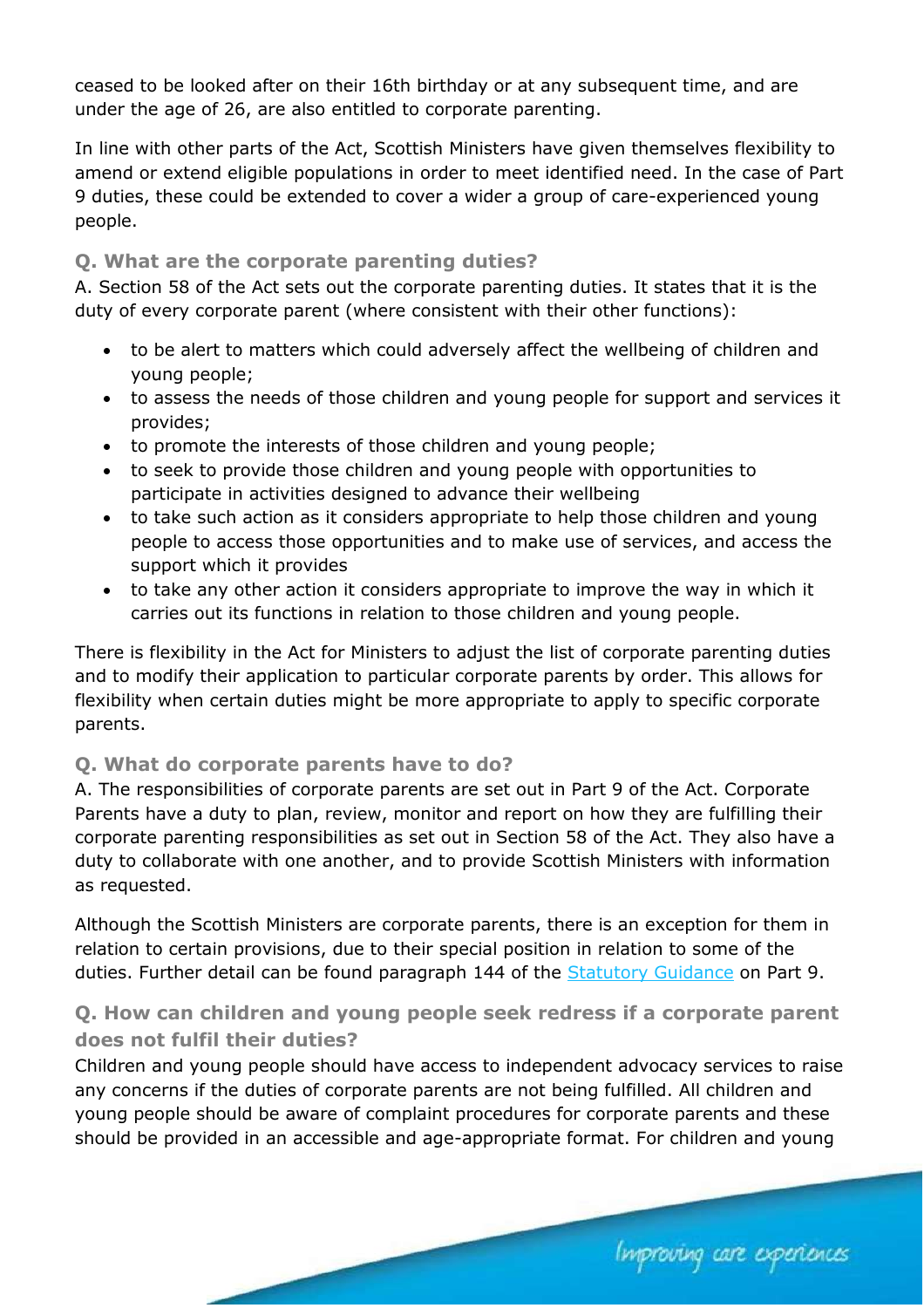ceased to be looked after on their 16th birthday or at any subsequent time, and are under the age of 26, are also entitled to corporate parenting.

In line with other parts of the Act, Scottish Ministers have given themselves flexibility to amend or extend eligible populations in order to meet identified need. In the case of Part 9 duties, these could be extended to cover a wider a group of care-experienced young people.

### Q. What are the corporate parenting duties?

A. Section 58 of the Act sets out the corporate parenting duties. It states that it is the duty of every corporate parent (where consistent with their other functions):

- to be alert to matters which could adversely affect the wellbeing of children and young people;
- to assess the needs of those children and young people for support and services it provides;
- to promote the interests of those children and young people;
- to seek to provide those children and young people with opportunities to participate in activities designed to advance their wellbeing
- to take such action as it considers appropriate to help those children and young people to access those opportunities and to make use of services, and access the support which it provides
- to take any other action it considers appropriate to improve the way in which it carries out its functions in relation to those children and young people.

There is flexibility in the Act for Ministers to adjust the list of corporate parenting duties and to modify their application to particular corporate parents by order. This allows for flexibility when certain duties might be more appropriate to apply to specific corporate parents.

### Q. What do corporate parents have to do?

A. The responsibilities of corporate parents are set out in Part 9 of the Act. Corporate Parents have a duty to plan, review, monitor and report on how they are fulfilling their corporate parenting responsibilities as set out in Section 58 of the Act. They also have a duty to collaborate with one another, and to provide Scottish Ministers with information as requested.

Although the Scottish Ministers are corporate parents, there is an exception for them in relation to certain provisions, due to their special position in relation to some of the duties. Further detail can be found paragraph 144 of the Statutory Guidance on Part 9.

### Q. How can children and young people seek redress if a corporate parent does not fulfil their duties?

Children and young people should have access to independent advocacy services to raise any concerns if the duties of corporate parents are not being fulfilled. All children and young people should be aware of complaint procedures for corporate parents and these should be provided in an accessible and age-appropriate format. For children and young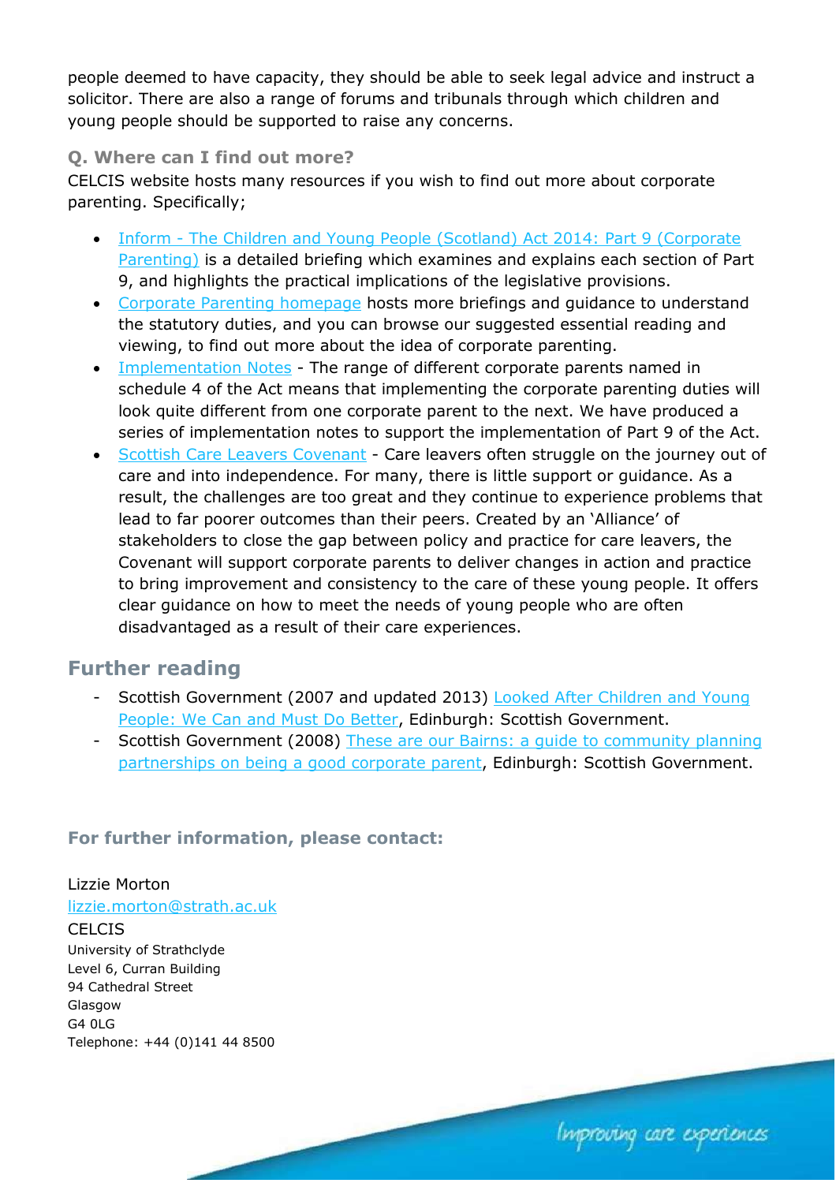people deemed to have capacity, they should be able to seek legal advice and instruct a solicitor. There are also a range of forums and tribunals through which children and young people should be supported to raise any concerns.

### Q. Where can I find out more?

CELCIS website hosts many resources if you wish to find out more about corporate parenting. Specifically;

- Inform - The Children and Young People (Scotland) Act 2014: Part 9 (Corporate Parenting) is a detailed briefing which examines and explains each section of Part 9, and highlights the practical implications of the legislative provisions.
- Corporate Parenting homepage hosts more briefings and guidance to understand the statutory duties, and you can browse our suggested essential reading and viewing, to find out more about the idea of corporate parenting.
- Implementation Notes - The range of different corporate parents named in schedule 4 of the Act means that implementing the corporate parenting duties will look quite different from one corporate parent to the next. We have produced a series of implementation notes to support the implementation of Part 9 of the Act.
- Scottish Care Leavers Covenant - Care leavers often struggle on the journey out of care and into independence. For many, there is little support or guidance. As a result, the challenges are too great and they continue to experience problems that lead to far poorer outcomes than their peers. Created by an 'Alliance' of stakeholders to close the gap between policy and practice for care leavers, the Covenant will support corporate parents to deliver changes in action and practice to bring improvement and consistency to the care of these young people. It offers clear guidance on how to meet the needs of young people who are often disadvantaged as a result of their care experiences.

## Further reading

- Scottish Government (2007 and updated 2013) Looked After Children and Young People: We Can and Must Do Better, Edinburgh: Scottish Government.
- Scottish Government (2008) These are our Bairns: a guide to community planning partnerships on being a good corporate parent, Edinburgh: Scottish Government.

### For further information, please contact:

Lizzie Morton
lizzie.morton@strath.ac.uk
CELCIS
University of Strathclyde
Level 6, Curran Building
94 Cathedral Street
Glasgow
G4 0LG
Telephone: +44 (0)141 44 8500

Improving care experiences